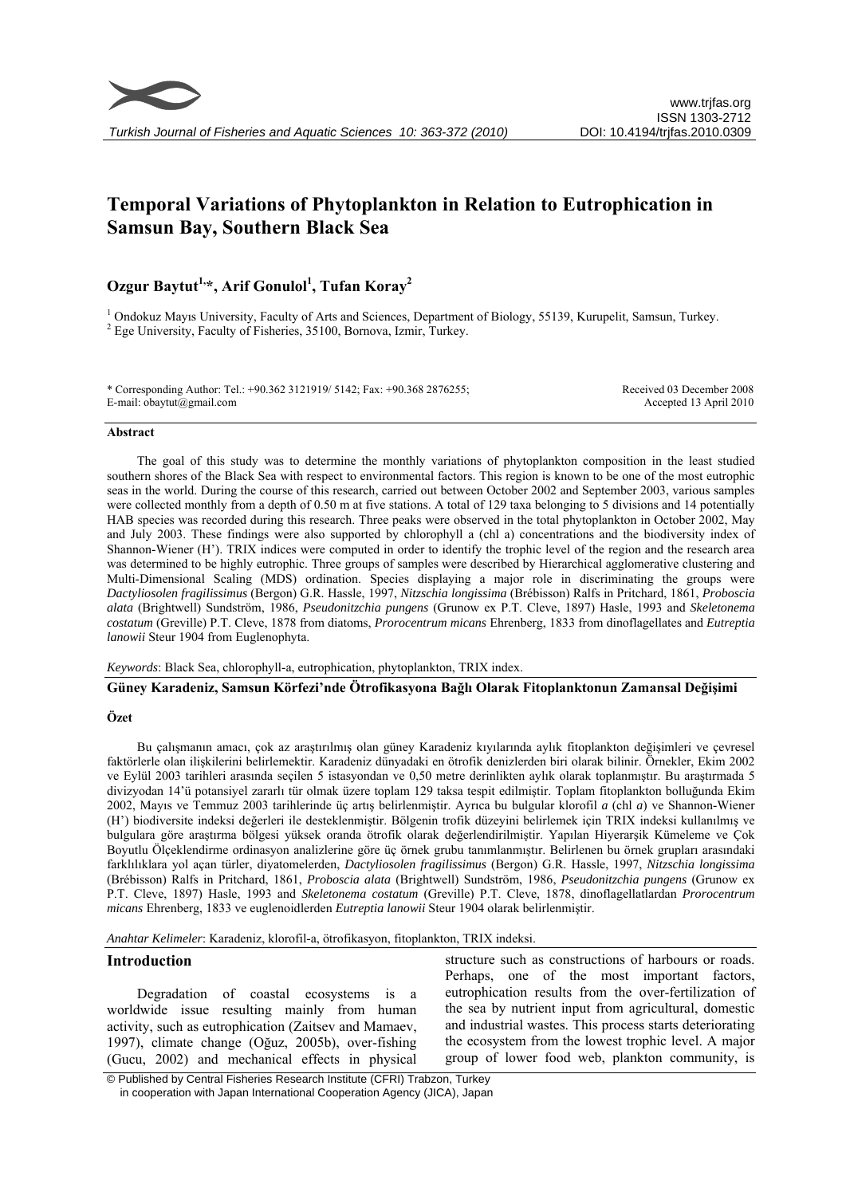# Temporal Variations of Phytoplankton in Relation to Eutrophication in Samsun Bay, Southern Black Sea

**Ozgur Baytut[1,*], Arif Gonulol[1], Tufan Koray[2]**

[1] Ondokuz Mayıs University, Faculty of Arts and Sciences, Department of Biology, 55139, Kurupelit, Samsun, Turkey.
[2] Ege University, Faculty of Fisheries, 35100, Bornova, Izmir, Turkey.

\* Corresponding Author: Tel.: +90.362 3121919/ 5142; Fax: +90.368 2876255;
E-mail: obaytut@gmail.com

Received 03 December 2008
Accepted 13 April 2010

### Abstract

The goal of this study was to determine the monthly variations of phytoplankton composition in the least studied southern shores of the Black Sea with respect to environmental factors. This region is known to be one of the most eutrophic seas in the world. During the course of this research, carried out between October 2002 and September 2003, various samples were collected monthly from a depth of 0.50 m at five stations. A total of 129 taxa belonging to 5 divisions and 14 potentially HAB species was recorded during this research. Three peaks were observed in the total phytoplankton in October 2002, May and July 2003. These findings were also supported by chlorophyll a (chl a) concentrations and the biodiversity index of Shannon-Wiener (H'). TRIX indices were computed in order to identify the trophic level of the region and the research area was determined to be highly eutrophic. Three groups of samples were described by Hierarchical agglomerative clustering and Multi-Dimensional Scaling (MDS) ordination. Species displaying a major role in discriminating the groups were *Dactyliosolen fragilissimus* (Bergon) G.R. Hassle, 1997, *Nitzschia longissima* (Brébisson) Ralfs in Pritchard, 1861, *Proboscia alata* (Brightwell) Sundström, 1986, *Pseudonitzchia pungens* (Grunow ex P.T. Cleve, 1897) Hasle, 1993 and *Skeletonema costatum* (Greville) P.T. Cleve, 1878 from diatoms, *Prorocentrum micans* Ehrenberg, 1833 from dinoflagellates and *Eutreptia lanowii* Steur 1904 from Euglenophyta.

*Keywords*: Black Sea, chlorophyll-a, eutrophication, phytoplankton, TRIX index.

## Güney Karadeniz, Samsun Körfezi'nde Ötrofikasyona Bağlı Olarak Fitoplanktonun Zamansal Değişimi

### Özet

Bu çalışmanın amacı, çok az araştırılmış olan güney Karadeniz kıyılarında aylık fitoplankton değişimleri ve çevresel faktörlerle olan ilişkilerini belirlemektir. Karadeniz dünyadaki en ötrofik denizlerden biri olarak bilinir. Örnekler, Ekim 2002 ve Eylül 2003 tarihleri arasında seçilen 5 istasyondan ve 0,50 metre derinlikten aylık olarak toplanmıştır. Bu araştırmada 5 divizyodan 14'ü potansiyel zararlı tür olmak üzere toplam 129 taksa tespit edilmiştir. Toplam fitoplankton bolluğunda Ekim 2002, Mayıs ve Temmuz 2003 tarihlerinde üç artış belirlenmiştir. Ayrıca bu bulgular klorofil *a* (chl *a*) ve Shannon-Wiener (H') biodiversite indeksi değerleri ile desteklenmiştir. Bölgenin trofik düzeyini belirlemek için TRIX indeksi kullanılmış ve bulgulara göre araştırma bölgesi yüksek oranda ötrofik olarak değerlendirilmiştir. Yapılan Hiyerarşik Kümeleme ve Çok Boyutlu Ölçeklendirme ordinasyon analizlerine göre üç örnek grubu tanımlanmıştır. Belirlenen bu örnek grupları arasındaki farklılıklara yol açan türler, diyatomelerden, *Dactyliosolen fragilissimus* (Bergon) G.R. Hassle, 1997, *Nitzschia longissima* (Brébisson) Ralfs in Pritchard, 1861, *Proboscia alata* (Brightwell) Sundström, 1986, *Pseudonitzchia pungens* (Grunow ex P.T. Cleve, 1897) Hasle, 1993 and *Skeletonema costatum* (Greville) P.T. Cleve, 1878, dinoflagellatlardan *Prorocentrum micans* Ehrenberg, 1833 ve euglenoidlerden *Eutreptia lanowii* Steur 1904 olarak belirlenmiştir.

*Anahtar Kelimeler*: Karadeniz, klorofil-a, ötrofikasyon, fitoplankton, TRIX indeksi.

## Introduction

Degradation of coastal ecosystems is a worldwide issue resulting mainly from human activity, such as eutrophication (Zaitsev and Mamaev, 1997), climate change (Oğuz, 2005b), over-fishing (Gucu, 2002) and mechanical effects in physical structure such as constructions of harbours or roads. Perhaps, one of the most important factors, eutrophication results from the over-fertilization of the sea by nutrient input from agricultural, domestic and industrial wastes. This process starts deteriorating the ecosystem from the lowest trophic level. A major group of lower food web, plankton community, is

© Published by Central Fisheries Research Institute (CFRI) Trabzon, Turkey in cooperation with Japan International Cooperation Agency (JICA), Japan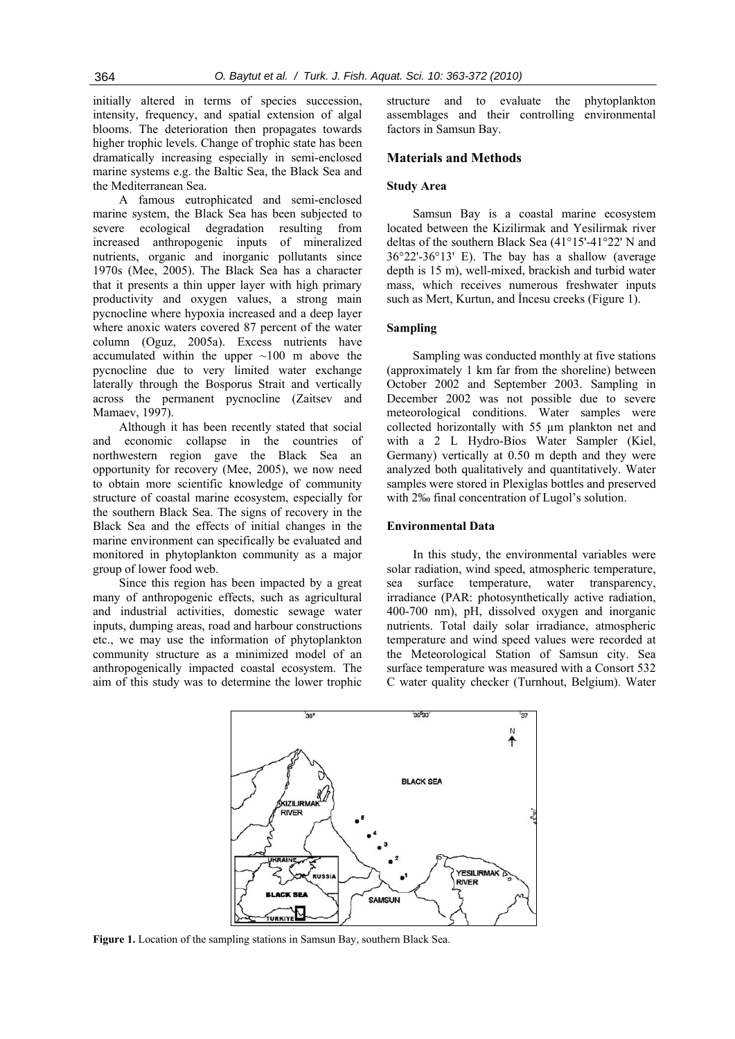initially altered in terms of species succession, intensity, frequency, and spatial extension of algal blooms. The deterioration then propagates towards higher trophic levels. Change of trophic state has been dramatically increasing especially in semi-enclosed marine systems e.g. the Baltic Sea, the Black Sea and the Mediterranean Sea.

A famous eutrophicated and semi-enclosed marine system, the Black Sea has been subjected to severe ecological degradation resulting from increased anthropogenic inputs of mineralized nutrients, organic and inorganic pollutants since 1970s (Mee, 2005). The Black Sea has a character that it presents a thin upper layer with high primary productivity and oxygen values, a strong main pycnocline where hypoxia increased and a deep layer where anoxic waters covered 87 percent of the water column (Oguz, 2005a). Excess nutrients have accumulated within the upper ~100 m above the pycnocline due to very limited water exchange laterally through the Bosporus Strait and vertically across the permanent pycnocline (Zaitsev and Mamaev, 1997).

Although it has been recently stated that social and economic collapse in the countries of northwestern region gave the Black Sea an opportunity for recovery (Mee, 2005), we now need to obtain more scientific knowledge of community structure of coastal marine ecosystem, especially for the southern Black Sea. The signs of recovery in the Black Sea and the effects of initial changes in the marine environment can specifically be evaluated and monitored in phytoplankton community as a major group of lower food web.

Since this region has been impacted by a great many of anthropogenic effects, such as agricultural and industrial activities, domestic sewage water inputs, dumping areas, road and harbour constructions etc., we may use the information of phytoplankton community structure as a minimized model of an anthropogenically impacted coastal ecosystem. The aim of this study was to determine the lower trophic structure and to evaluate the phytoplankton assemblages and their controlling environmental factors in Samsun Bay.

## Materials and Methods

### Study Area

Samsun Bay is a coastal marine ecosystem located between the Kizilirmak and Yesilirmak river deltas of the southern Black Sea (41°15'-41°22' N and 36°22'-36°13' E). The bay has a shallow (average depth is 15 m), well-mixed, brackish and turbid water mass, which receives numerous freshwater inputs such as Mert, Kurtun, and İncesu creeks (Figure 1).

### Sampling

Sampling was conducted monthly at five stations (approximately 1 km far from the shoreline) between October 2002 and September 2003. Sampling in December 2002 was not possible due to severe meteorological conditions. Water samples were collected horizontally with 55 µm plankton net and with a 2 L Hydro-Bios Water Sampler (Kiel, Germany) vertically at 0.50 m depth and they were analyzed both qualitatively and quantitatively. Water samples were stored in Plexiglas bottles and preserved with 2‰ final concentration of Lugol's solution.

### Environmental Data

In this study, the environmental variables were solar radiation, wind speed, atmospheric temperature, sea surface temperature, water transparency, irradiance (PAR: photosynthetically active radiation, 400-700 nm), pH, dissolved oxygen and inorganic nutrients. Total daily solar irradiance, atmospheric temperature and wind speed values were recorded at the Meteorological Station of Samsun city. Sea surface temperature was measured with a Consort 532 C water quality checker (Turnhout, Belgium). Water

**Figure 1.** Location of the sampling stations in Samsun Bay, southern Black Sea.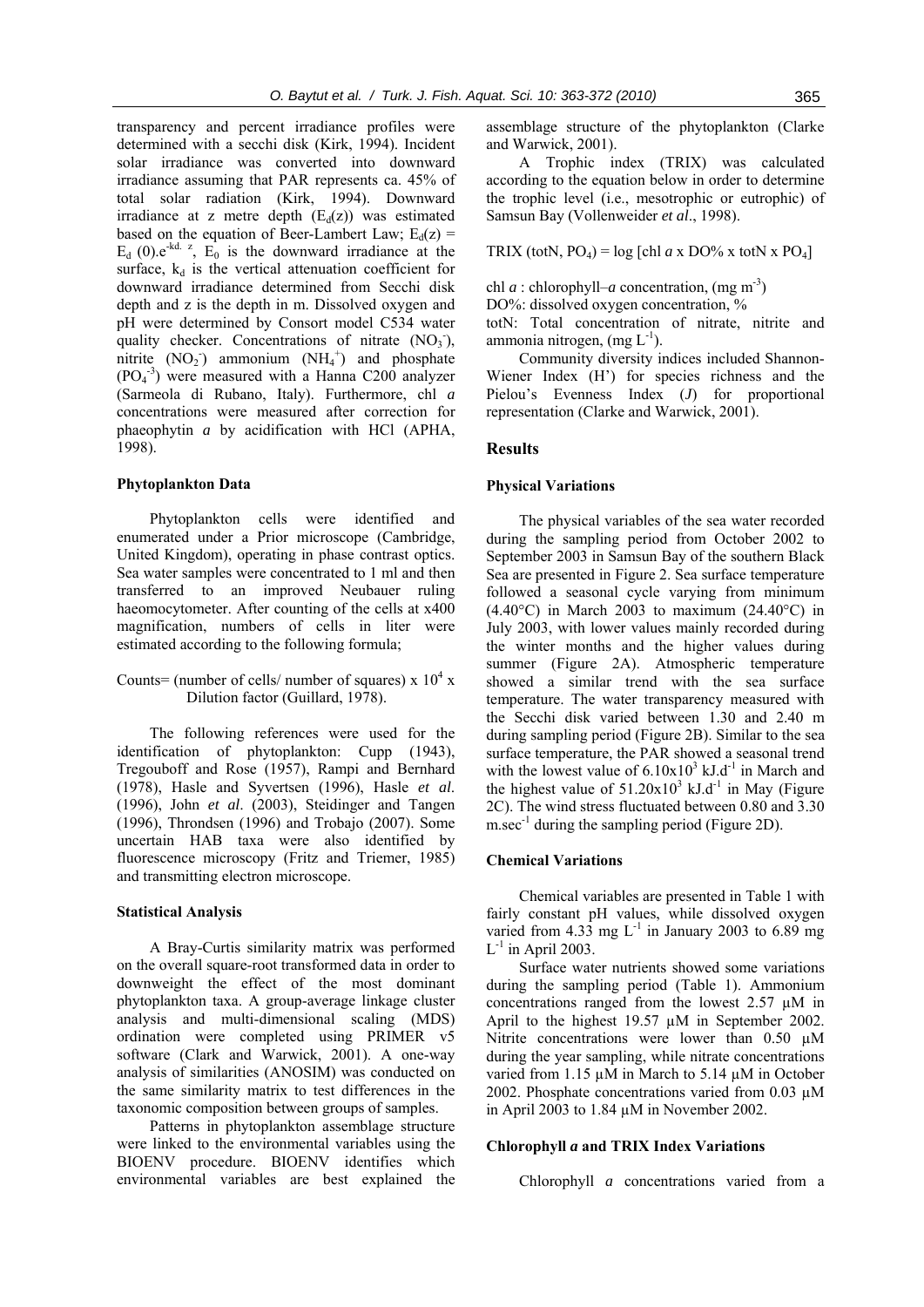transparency and percent irradiance profiles were determined with a secchi disk (Kirk, 1994). Incident solar irradiance was converted into downward irradiance assuming that PAR represents ca. 45% of total solar radiation (Kirk, 1994). Downward irradiance at z metre depth ($E_d(z)$) was estimated based on the equation of Beer-Lambert Law; $E_d(z) = E_d(0).e^{-kd. z}$, $E_0$ is the downward irradiance at the surface, $k_d$ is the vertical attenuation coefficient for downward irradiance determined from Secchi disk depth and z is the depth in m. Dissolved oxygen and pH were determined by Consort model C534 water quality checker. Concentrations of nitrate ($NO_3^-$), nitrite ($NO_2^-$) ammonium ($NH_4^+$) and phosphate ($PO_4^{-3}$) were measured with a Hanna C200 analyzer (Sarmeola di Rubano, Italy). Furthermore, chl *a* concentrations were measured after correction for phaeophytin *a* by acidification with HCl (APHA, 1998).

### Phytoplankton Data

Phytoplankton cells were identified and enumerated under a Prior microscope (Cambridge, United Kingdom), operating in phase contrast optics. Sea water samples were concentrated to 1 ml and then transferred to an improved Neubauer ruling haeomocytometer. After counting of the cells at x400 magnification, numbers of cells in liter were estimated according to the following formula;

Counts= (number of cells/ number of squares) x $10^4$ x Dilution factor (Guillard, 1978).

The following references were used for the identification of phytoplankton: Cupp (1943), Tregouboff and Rose (1957), Rampi and Bernhard (1978), Hasle and Syvertsen (1996), Hasle *et al*. (1996), John *et al*. (2003), Steidinger and Tangen (1996), Throndsen (1996) and Trobajo (2007). Some uncertain HAB taxa were also identified by fluorescence microscopy (Fritz and Triemer, 1985) and transmitting electron microscope.

### Statistical Analysis

A Bray-Curtis similarity matrix was performed on the overall square-root transformed data in order to downweight the effect of the most dominant phytoplankton taxa. A group-average linkage cluster analysis and multi-dimensional scaling (MDS) ordination were completed using PRIMER v5 software (Clark and Warwick, 2001). A one-way analysis of similarities (ANOSIM) was conducted on the same similarity matrix to test differences in the taxonomic composition between groups of samples.

Patterns in phytoplankton assemblage structure were linked to the environmental variables using the BIOENV procedure. BIOENV identifies which environmental variables are best explained the assemblage structure of the phytoplankton (Clarke and Warwick, 2001).

A Trophic index (TRIX) was calculated according to the equation below in order to determine the trophic level (i.e., mesotrophic or eutrophic) of Samsun Bay (Vollenweider *et al*., 1998).

$$\text{TRIX (totN, } PO_4) = \log [\text{chl } a \times \text{DO\%} \times \text{totN} \times PO_4]$$

chl *a* : chlorophyll–*a* concentration, (mg $m^{-3}$)

DO%: dissolved oxygen concentration, %

totN: Total concentration of nitrate, nitrite and ammonia nitrogen, (mg $L^{-1}$).

Community diversity indices included Shannon-Wiener Index (H') for species richness and the Pielou's Evenness Index (*J*) for proportional representation (Clarke and Warwick, 2001).

## Results

### Physical Variations

The physical variables of the sea water recorded during the sampling period from October 2002 to September 2003 in Samsun Bay of the southern Black Sea are presented in Figure 2. Sea surface temperature followed a seasonal cycle varying from minimum (4.40°C) in March 2003 to maximum (24.40°C) in July 2003, with lower values mainly recorded during the winter months and the higher values during summer (Figure 2A). Atmospheric temperature showed a similar trend with the sea surface temperature. The water transparency measured with the Secchi disk varied between 1.30 and 2.40 m during sampling period (Figure 2B). Similar to the sea surface temperature, the PAR showed a seasonal trend with the lowest value of $6.10 \times 10^3$ kJ.$d^{-1}$ in March and the highest value of $51.20 \times 10^3$ kJ.$d^{-1}$ in May (Figure 2C). The wind stress fluctuated between 0.80 and 3.30 m.$sec^{-1}$ during the sampling period (Figure 2D).

### Chemical Variations

Chemical variables are presented in Table 1 with fairly constant pH values, while dissolved oxygen varied from 4.33 mg $L^{-1}$ in January 2003 to 6.89 mg $L^{-1}$ in April 2003.

Surface water nutrients showed some variations during the sampling period (Table 1). Ammonium concentrations ranged from the lowest 2.57 µM in April to the highest 19.57 µM in September 2002. Nitrite concentrations were lower than 0.50 µM during the year sampling, while nitrate concentrations varied from 1.15 µM in March to 5.14 µM in October 2002. Phosphate concentrations varied from 0.03 µM in April 2003 to 1.84 µM in November 2002.

### Chlorophyll *a* and TRIX Index Variations

Chlorophyll *a* concentrations varied from a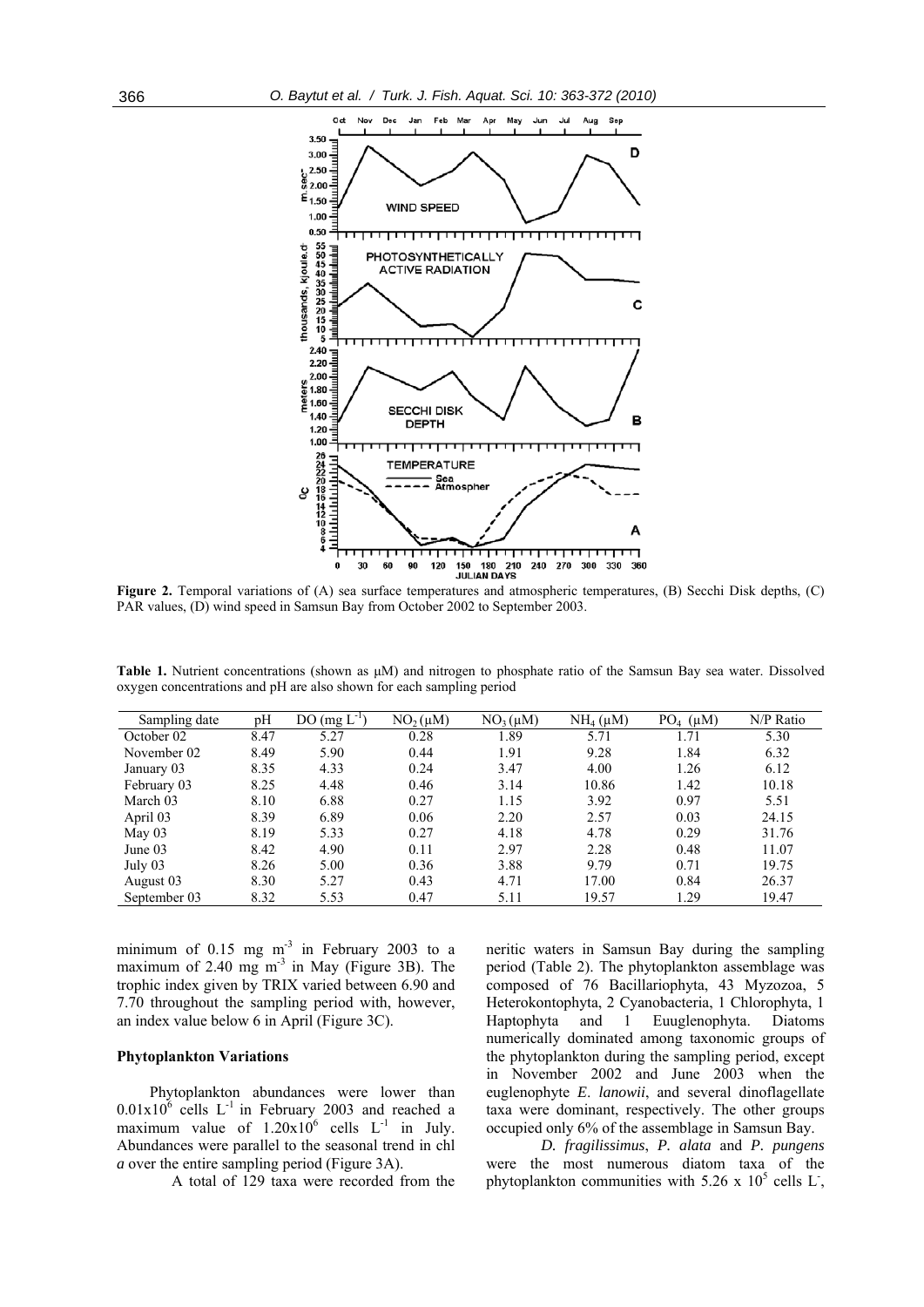**Figure 2.** Temporal variations of (A) sea surface temperatures and atmospheric temperatures, (B) Secchi Disk depths, (C) PAR values, (D) wind speed in Samsun Bay from October 2002 to September 2003.

**Table 1.** Nutrient concentrations (shown as μM) and nitrogen to phosphate ratio of the Samsun Bay sea water. Dissolved oxygen concentrations and pH are also shown for each sampling period

| Sampling date | pH | DO (mg $L^{-1}$) | $NO_2$ (μM) | $NO_3$ (μM) | $NH_4$ (μM) | $PO_4$ (μM) | N/P Ratio |
|---|---|---|---|---|---|---|---|
| October 02 | 8.47 | 5.27 | 0.28 | 1.89 | 5.71 | 1.71 | 5.30 |
| November 02 | 8.49 | 5.90 | 0.44 | 1.91 | 9.28 | 1.84 | 6.32 |
| January 03 | 8.35 | 4.33 | 0.24 | 3.47 | 4.00 | 1.26 | 6.12 |
| February 03 | 8.25 | 4.48 | 0.46 | 3.14 | 10.86 | 1.42 | 10.18 |
| March 03 | 8.10 | 6.88 | 0.27 | 1.15 | 3.92 | 0.97 | 5.51 |
| April 03 | 8.39 | 6.89 | 0.06 | 2.20 | 2.57 | 0.03 | 24.15 |
| May 03 | 8.19 | 5.33 | 0.27 | 4.18 | 4.78 | 0.29 | 31.76 |
| June 03 | 8.42 | 4.90 | 0.11 | 2.97 | 2.28 | 0.48 | 11.07 |
| July 03 | 8.26 | 5.00 | 0.36 | 3.88 | 9.79 | 0.71 | 19.75 |
| August 03 | 8.30 | 5.27 | 0.43 | 4.71 | 17.00 | 0.84 | 26.37 |
| September 03 | 8.32 | 5.53 | 0.47 | 5.11 | 19.57 | 1.29 | 19.47 |

minimum of 0.15 mg $m^{-3}$ in February 2003 to a maximum of 2.40 mg $m^{-3}$ in May (Figure 3B). The trophic index given by TRIX varied between 6.90 and 7.70 throughout the sampling period with, however, an index value below 6 in April (Figure 3C).

### Phytoplankton Variations

Phytoplankton abundances were lower than $0.01 \times 10^6$ cells $L^{-1}$ in February 2003 and reached a maximum value of $1.20 \times 10^6$ cells $L^{-1}$ in July. Abundances were parallel to the seasonal trend in chl *a* over the entire sampling period (Figure 3A).

A total of 129 taxa were recorded from the neritic waters in Samsun Bay during the sampling period (Table 2). The phytoplankton assemblage was composed of 76 Bacillariophyta, 43 Myzozoa, 5 Heterokontophyta, 2 Cyanobacteria, 1 Chlorophyta, 1 Haptophyta and 1 Euuglenophyta. Diatoms numerically dominated among taxonomic groups of the phytoplankton during the sampling period, except in November 2002 and June 2003 when the euglenophyte *E. lanowii*, and several dinoflagellate taxa were dominant, respectively. The other groups occupied only 6% of the assemblage in Samsun Bay.

*D. fragilissimus*, *P. alata* and *P. pungens* were the most numerous diatom taxa of the phytoplankton communities with $5.26 \times 10^5$ cells $L^-$,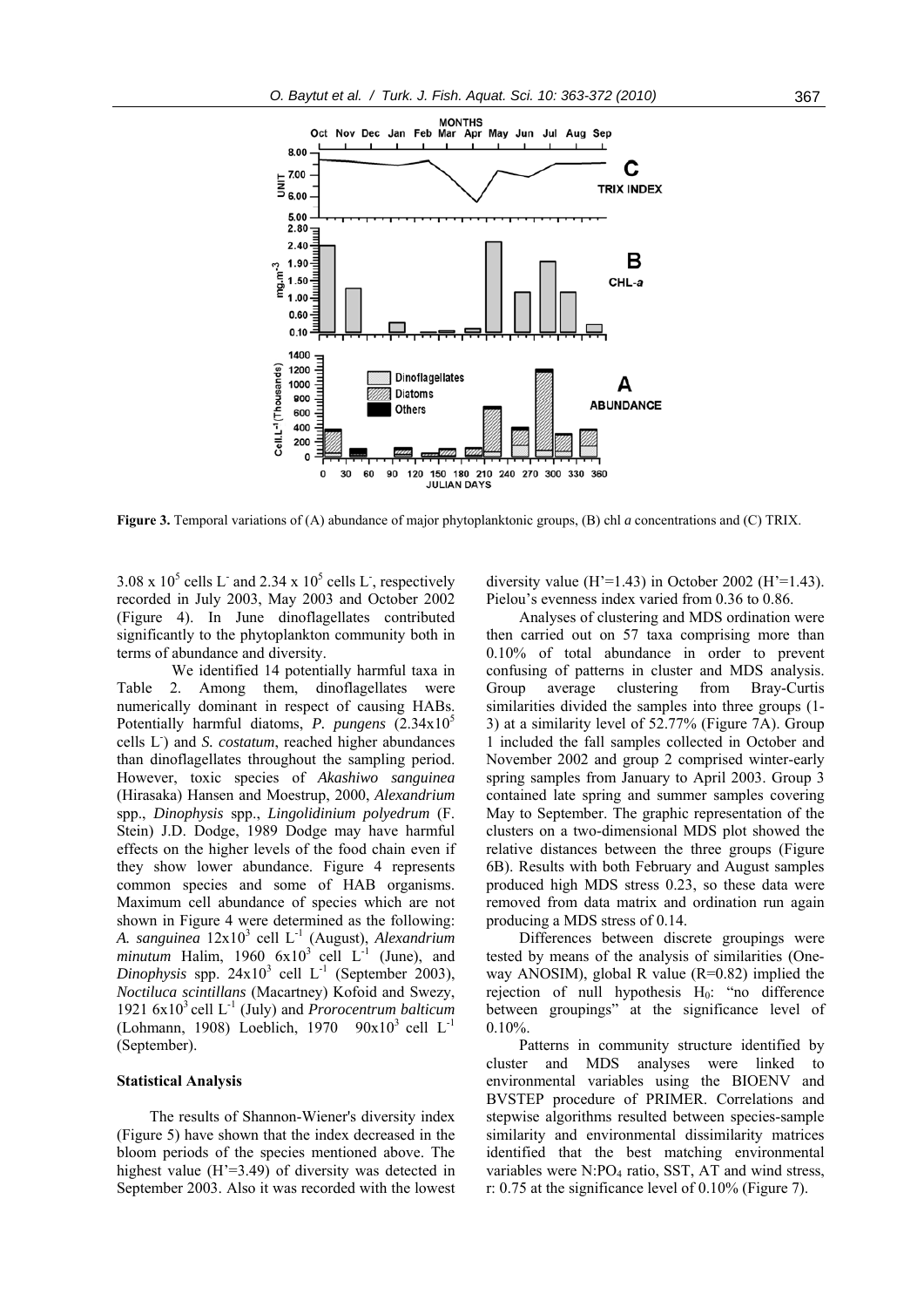**Figure 3.** Temporal variations of (A) abundance of major phytoplanktonic groups, (B) chl *a* concentrations and (C) TRIX.

$3.08 \times 10^5$ cells L$^-$ and $2.34 \times 10^5$ cells L$^-$, respectively recorded in July 2003, May 2003 and October 2002 (Figure 4). In June dinoflagellates contributed significantly to the phytoplankton community both in terms of abundance and diversity.

We identified 14 potentially harmful taxa in Table 2. Among them, dinoflagellates were numerically dominant in respect of causing HABs. Potentially harmful diatoms, *P. pungens* ($2.34 \times 10^5$ cells L$^-$) and *S. costatum*, reached higher abundances than dinoflagellates throughout the sampling period. However, toxic species of *Akashiwo sanguinea* (Hirasaka) Hansen and Moestrup, 2000, *Alexandrium* spp., *Dinophysis* spp., *Lingolidinium polyedrum* (F. Stein) J.D. Dodge, 1989 Dodge may have harmful effects on the higher levels of the food chain even if they show lower abundance. Figure 4 represents common species and some of HAB organisms. Maximum cell abundance of species which are not shown in Figure 4 were determined as the following: *A. sanguinea* $12 \times 10^3$ cell L$^{-1}$ (August), *Alexandrium minutum* Halim, 1960 $6 \times 10^3$ cell L$^{-1}$ (June), and *Dinophysis* spp. $24 \times 10^3$ cell L$^{-1}$ (September 2003), *Noctiluca scintillans* (Macartney) Kofoid and Swezy, 1921 $6 \times 10^3$ cell L$^{-1}$ (July) and *Prorocentrum balticum* (Lohmann, 1908) Loeblich, 1970 $90 \times 10^3$ cell L$^{-1}$ (September).

### Statistical Analysis

The results of Shannon-Wiener's diversity index (Figure 5) have shown that the index decreased in the bloom periods of the species mentioned above. The highest value (H'=3.49) of diversity was detected in September 2003. Also it was recorded with the lowest diversity value (H'=1.43) in October 2002 (H'=1.43). Pielou's evenness index varied from 0.36 to 0.86.

Analyses of clustering and MDS ordination were then carried out on 57 taxa comprising more than 0.10% of total abundance in order to prevent confusing of patterns in cluster and MDS analysis. Group average clustering from Bray-Curtis similarities divided the samples into three groups (1-3) at a similarity level of 52.77% (Figure 7A). Group 1 included the fall samples collected in October and November 2002 and group 2 comprised winter-early spring samples from January to April 2003. Group 3 contained late spring and summer samples covering May to September. The graphic representation of the clusters on a two-dimensional MDS plot showed the relative distances between the three groups (Figure 6B). Results with both February and August samples produced high MDS stress 0.23, so these data were removed from data matrix and ordination run again producing a MDS stress of 0.14.

Differences between discrete groupings were tested by means of the analysis of similarities (One-way ANOSIM), global R value (R=0.82) implied the rejection of null hypothesis $H_0$: "no difference between groupings" at the significance level of 0.10%.

Patterns in community structure identified by cluster and MDS analyses were linked to environmental variables using the BIOENV and BVSTEP procedure of PRIMER. Correlations and stepwise algorithms resulted between species-sample similarity and environmental dissimilarity matrices identified that the best matching environmental variables were N:$PO_4$ ratio, SST, AT and wind stress, r: 0.75 at the significance level of 0.10% (Figure 7).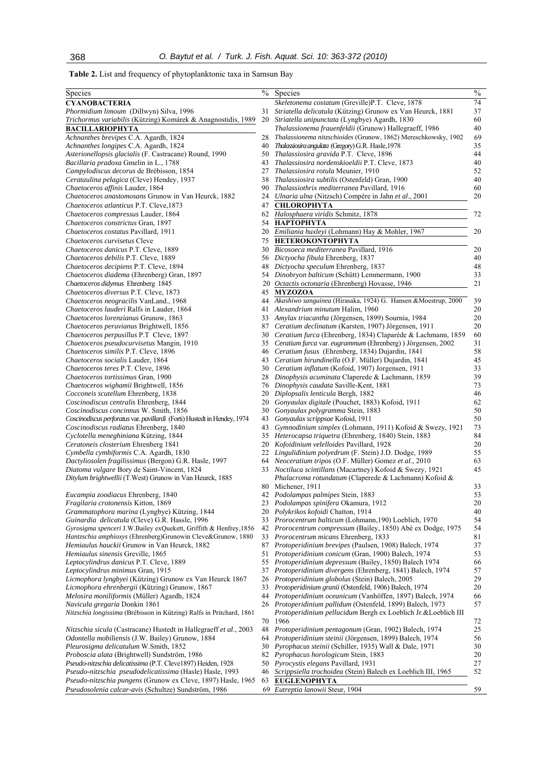**Table 2.** List and frequency of phytoplanktonic taxa in Samsun Bay

| Species | % | Species | % |
|---|---|---|---|
| **CYANOBACTERIA** | | *Skeletonema costatum* (Greville)P.T. Cleve, 1878 | 74 |
| *Phormidium limoum* (Dillwyn) Silva, 1996 | 31 | *Striatella delicatula* (Kützing) Grunow ex Van Heurck, 1881 | 37 |
| *Trichormus variabilis* (Kützing) Komárek & Anagnostidis, 1989 | 20 | *Striatella unipunctata* (Lyngbye) Agardh, 1830 | 60 |
| **BACILLARIOPHYTA** | | *Thalassionema frauenfeldii* (Grunow) Hallegraeff, 1986 | 40 |
| *Achnanthes brevipes* C.A. Agardh, 1824 | 28 | *Thalassionema nitzschioides* (Grunow, 1862) Mereschkowsky, 1902 | 69 |
| *Achnanthes longipes* C.A. Agardh, 1824 | 40 | *Thalassiosira angulata* (Gregory) G.R. Hasle,1978 | 35 |
| *Asterionellopsis glacialis* (F. Castracane) Round, 1990 | 50 | *Thalassiosira gravida* P.T. Cleve, 1896 | 44 |
| *Bacillaria pradoxa* Gmelin in L., 1788 | 43 | *Thalassiosira nordenskioeldii* P.T. Cleve, 1873 | 40 |
| *Campylodiscus decorus* de Brébisson, 1854 | 27 | *Thalassiosira rotula* Meunier, 1910 | 52 |
| *Cerataulina pelagica* (Cleve) Hendey, 1937 | 38 | *Thalassiosira subtilis* (Ostenfeld) Gran, 1900 | 40 |
| *Chaetoceros affinis* Lauder, 1864 | 90 | *Thalassiothrix mediterranea* Pavillard, 1916 | 60 |
| *Chaetoceros anastomosans* Grunow in Van Heurck, 1882 | 24 | *Ulnaria ulna* (Nitzsch) Compére in Jahn *et al*., 2001 | 20 |
| *Chaetoceros atlanticus* P.T. Cleve,1873 | 47 | **CHLOROPHYTA** | |
| *Chaetoceros compressus* Lauder, 1864 | 62 | *Halosphaera viridis* Schmitz, 1878 | 72 |
| *Chaetoceros constrictus* Gran, 1897 | 54 | **HAPTOPHYTA** | |
| *Chaetoceros costatus* Pavillard, 1911 | 20 | *Emiliania huxleyi* (Lohmann) Hay & Mohler, 1967 | 20 |
| *Chaetoceros curvisetus* Cleve | 75 | **HETEROKONTOPHYTA** | |
| *Chaetoceros danicus* P.T. Cleve, 1889 | 30 | *Bicosoeca mediterranea* Pavillard, 1916 | 20 |
| *Chaetoceros debilis* P.T. Cleve, 1889 | 56 | *Dictyocha fibula* Ehrenberg, 1837 | 40 |
| *Chaetoceros decipiens* P.T. Cleve, 1894 | 48 | *Dictyocha speculum* Ehrenberg, 1837 | 48 |
| *Chaetoceros diadema* (Ehrenberg) Gran, 1897 | 54 | *Dinobryon balticum* (Schütt) Lemmermann, 1900 | 33 |
| *Chaetoceros didymus* Ehrenberg 1845 | 20 | *Octactis octonaria* (Ehrenberg) Hovasse, 1946 | 21 |
| *Chaetoceros diversus* P.T. Cleve, 1873 | 45 | **MYZOZOA** | |
| *Chaetoceros neogracilis* VanLand., 1968 | 44 | *Akashiwo sanguinea* (Hirasaka, 1924) G. Hansen &Moestrup, 2000 | 39 |
| *Chaetoceros lauderi* Ralfs in Lauder, 1864 | 41 | *Alexandrium minutum* Halim, 1960 | 20 |
| *Chaetoceros lorenzianus* Grunow, 1863 | 33 | *Amylax triacantha* (Jörgensen, 1899) Sournia, 1984 | 20 |
| *Chaetoceros peruvianus* Brightwell, 1856 | 87 | *Ceratium declinatum* (Karsten, 1907) Jörgensen, 1911 | 20 |
| *Chaetoceros perpusillus* P.T Cleve, 1897 | 30 | *Ceratium furca* (Ehrenberg, 1834) Claparéde & Lachmann, 1859 | 60 |
| *Chaetoceros pseudocurvisetus* Mangin, 1910 | 35 | *Ceratium furca* var. *eugrammum* (Ehrenberg) ) Jörgensen, 2002 | 31 |
| *Chaetoceros similis* P.T. Cleve, 1896 | 46 | *Ceratium fusus* (Ehrenberg, 1834) Dujardin, 1841 | 58 |
| *Chaetoceros socialis* Lauder, 1864 | 43 | *Ceratium hirundinella* (O.F. Müller) Dujardin, 1841 | 45 |
| *Chaetoceros teres* P.T. Cleve, 1896 | 30 | *Ceratium inflatum* (Kofoid, 1907) Jorgensen, 1911 | 33 |
| *Chaetoceros tortissimus* Gran, 1900 | 28 | *Dinophysis acuminata* Claperede & Lachmann, 1859 | 39 |
| *Chaetoceros wighamii* Brightwell, 1856 | 76 | *Dinophysis caudata* Saville-Kent, 1881 | 73 |
| *Cocconeis scutellum* Ehrenberg, 1838 | 20 | *Diplopsalis lenticula* Bergh, 1882 | 46 |
| *Coscinodiscus centralis* Ehrenberg, 1844 | 20 | *Gonyaulax digitale* (Pouchet, 1883) Kofoid, 1911 | 62 |
| *Coscinodiscus concinnus* W. Smith, 1856 | 30 | *Gonyaulax polygramma* Stein, 1883 | 50 |
| *Coscinodiscus perforatus* var. *pavillardi* (Forti) Hustedt in Hendey, 1974 | 43 | *Gonyaulax scrippsae* Kofoid, 1911 | 50 |
| *Coscinodiscus radiatus* Ehrenberg, 1840 | 43 | *Gymnodinium simplex* (Lohmann, 1911) Kofoid & Swezy, 1921 | 73 |
| *Cyclotella meneghiniana* Kützing, 1844 | 35 | *Heterocapsa triquetra* (Ehrenberg, 1840) Stein, 1883 | 84 |
| *Ceratoneis closterium* Ehrenberg 1841 | 20 | *Kofoidinium velelloides* Pavillard, 1928 | 20 |
| *Cymbella cymbiformis* C.A. Agardh, 1830 | 22 | *Lingulidinium polyedrum* (F. Stein) J.D. Dodge, 1989 | 55 |
| *Dactyliosolen fragilissimus* (Bergon) G.R. Hasle, 1997 | 64 | *Neoceratium tripos* (O.F. Müller) Gomez *et al*., 2010 | 63 |
| *Diatoma vulgare* Bory de Saint-Vincent, 1824 | 33 | *Noctiluca scintillans* (Macartney) Kofoid & Swezy, 1921 | 45 |
| *Ditylum brightwellii* (T.West) Grunow in Van Heurck, 1885 | 80 | *Phalacroma rotundatum* (Claperede & Lachmann) Kofoid & Michener, 1911 | 33 |
| *Eucampia zoodiacus* Ehrenberg, 1840 | 42 | *Podolampas palmipes* Stein, 1883 | 53 |
| *Fragilaria crotonensis* Kitton, 1869 | 23 | *Podolampas spinifera* Okamura, 1912 | 20 |
| *Grammatophora marina* (Lyngbye) Kützing, 1844 | 20 | *Polykrikos kofoidi* Chatton, 1914 | 40 |
| *Guinardia delicatula* (Cleve) G.R. Hassle, 1996 | 33 | *Prorocentrum balticum* (Lohmann,190) Loeblich, 1970 | 54 |
| *Gyrosigma spenceri* J.W.Bailey exQuekett, Griffith & Henfrey,1856 | 42 | *Prorocentrum compressum* (Bailey, 1850) Abé ex Dodge, 1975 | 54 |
| *Hantzschia amphioxys* (Ehrenberg)Grunowin Cleve&Grunow, 1880 | 33 | *Prorocentrum micans* Ehrenberg, 1833 | 81 |
| *Hemiaulus hauckii* Grunow in Van Heurck, 1882 | 87 | *Protoperidinium brevipes* (Paulsen, 1908) Balech, 1974 | 37 |
| *Hemiaulus sinensis* Greville, 1865 | 51 | *Protoperidinium conicum* (Gran, 1900) Balech, 1974 | 53 |
| *Leptocylindrus danicus* P.T. Cleve, 1889 | 55 | *Protoperidinium depressum* (Bailey, 1850) Balech 1974 | 66 |
| *Leptocylindrus minimus* Gran, 1915 | 37 | *Protoperidinium divergens* (Ehrenberg, 1841) Balech, 1974 | 57 |
| *Licmophora lyngbyei* (Kützing) Grunow ex Van Heurck 1867 | 26 | *Protoperidinium globolus* (Stein) Balech, 2005 | 29 |
| *Licmophora ehrenbergii* (Kützing) Grunow, 1867 | 33 | *Protoperidinium granii* (Ostenfeld, 1906) Balech, 1974 | 20 |
| *Melosira moniliformis* (Müller) Agardh, 1824 | 44 | *Protoperidinium oceanicum* (Vanhöffen, 1897) Balech, 1974 | 66 |
| *Navicula gregaria* Donkin 1861 | 26 | *Protoperidinium pallidum* (Ostenfeld, 1899) Balech, 1973 | 57 |
| *Nitzschia longissima* (Brébisson in Kützing) Ralfs in Pritchard, 1861 | 70 | *Protoperidinium pellucidum* Bergh ex Loeblich Jr.&Loeblich III 1966 | 72 |
| *Nitzschia sicula* (Castracane) Hustedt in Hallegraeff *et al*., 2003 | 48 | *Protoperidinium pentagonum* (Gran, 1902) Balech, 1974 | 25 |
| *Odontella mobiliensis* (J.W. Bailey) Grunow, 1884 | 64 | *Protoperidinium steinii* (Jörgensen, 1899) Balech, 1974 | 56 |
| *Pleurosigma delicatulum* W.Smith, 1852 | 30 | *Pyrophacus steinii* (Schiller, 1935) Wall & Dale, 1971 | 30 |
| *Proboscia alata* (Brightwell) Sundström, 1986 | 82 | *Pyrophacus horologicum* Stein, 1883 | 20 |
| *Pseudo-nitzschia delicatissima* (P.T. Cleve1897) Heiden, 1928 | 50 | *Pyrocystis elegans* Pavillard, 1931 | 27 |
| *Pseudo-nitzschia pseudodelicatissima* (Hasle) Hasle, 1993 | 46 | *Scrippsiella trochoidea* (Stein) Balech ex Loeblich III, 1965 | 52 |
| *Pseudo-nitzschia pungens* (Grunow ex Cleve, 1897) Hasle, 1965 | 63 | **EUGLENOPHYTA** | |
| *Pseudosolenia calcar-avis* (Schultze) Sundström, 1986 | 69 | *Eutreptia lanowii* Steur, 1904 | 59 |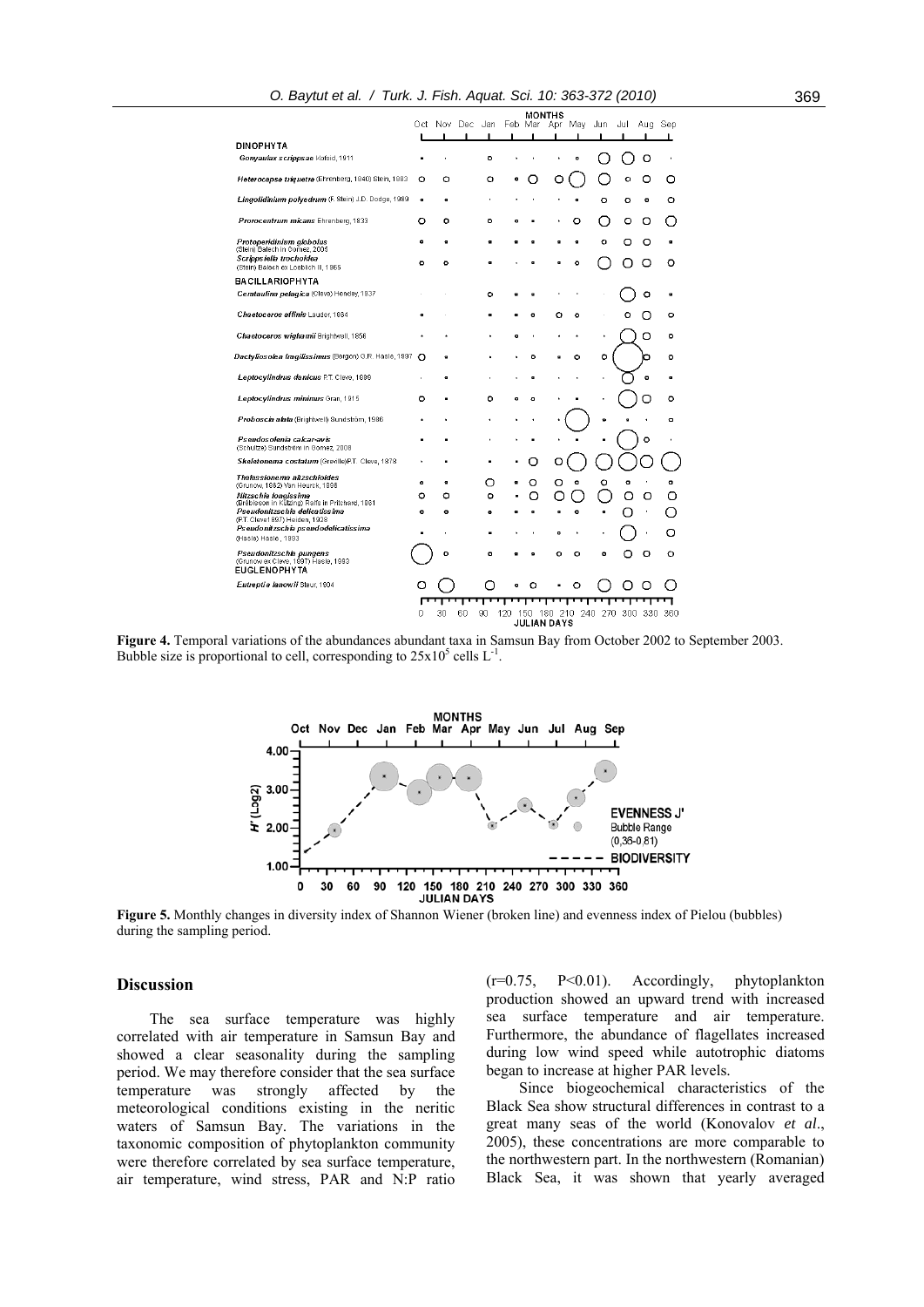**Figure 4.** Temporal variations of the abundances abundant taxa in Samsun Bay from October 2002 to September 2003. Bubble size is proportional to cell, corresponding to $25x10^5$ cells $L^{-1}$.

**Figure 5.** Monthly changes in diversity index of Shannon Wiener (broken line) and evenness index of Pielou (bubbles) during the sampling period.

## Discussion

The sea surface temperature was highly correlated with air temperature in Samsun Bay and showed a clear seasonality during the sampling period. We may therefore consider that the sea surface temperature was strongly affected by the meteorological conditions existing in the neritic waters of Samsun Bay. The variations in the taxonomic composition of phytoplankton community were therefore correlated by sea surface temperature, air temperature, wind stress, PAR and N:P ratio ($r=0.75$, $P<0.01$). Accordingly, phytoplankton production showed an upward trend with increased sea surface temperature and air temperature. Furthermore, the abundance of flagellates increased during low wind speed while autotrophic diatoms began to increase at higher PAR levels.

Since biogeochemical characteristics of the Black Sea show structural differences in contrast to a great many seas of the world (Konovalov *et al*., 2005), these concentrations are more comparable to the northwestern part. In the northwestern (Romanian) Black Sea, it was shown that yearly averaged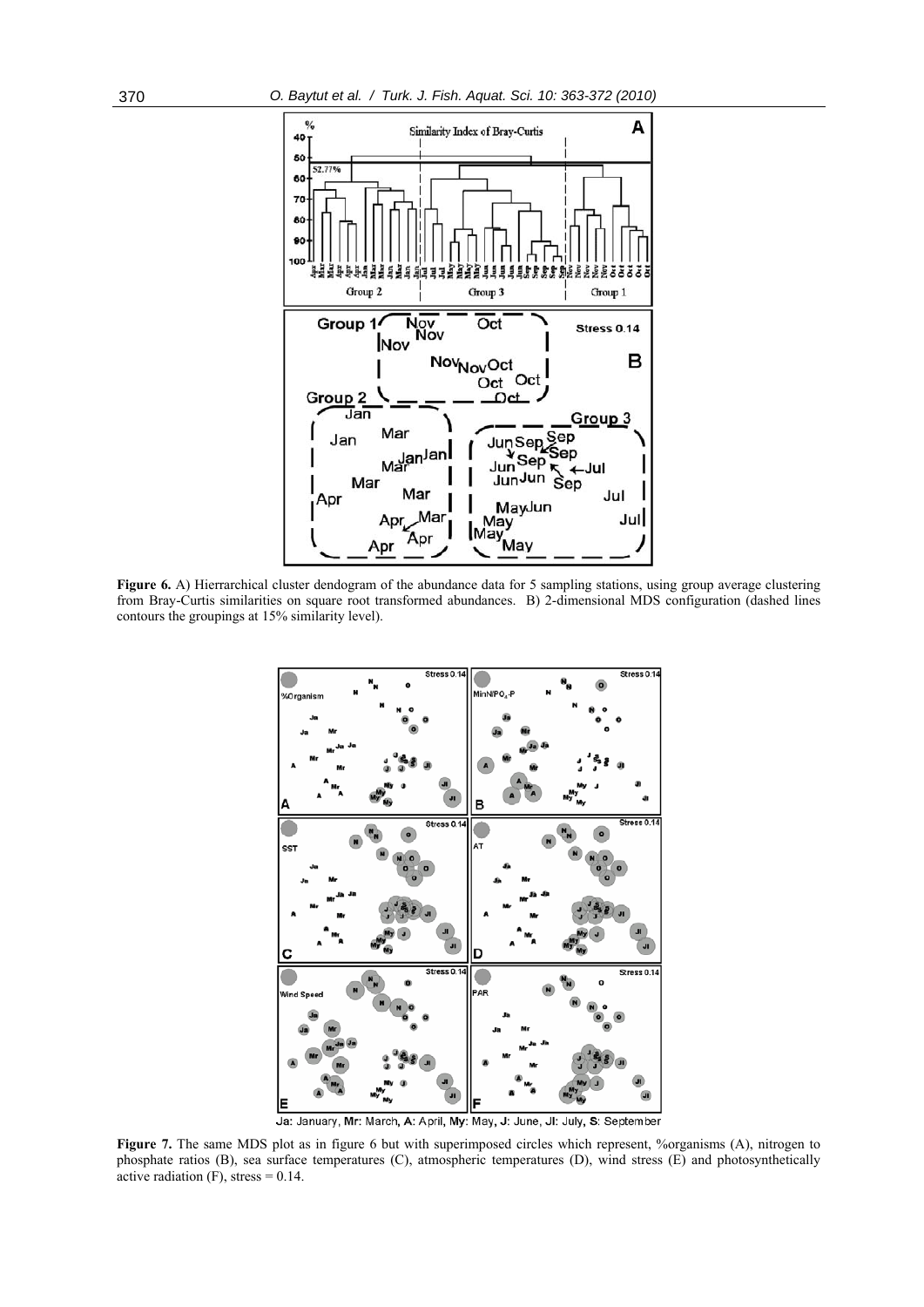**Figure 6.** A) Hierrarchical cluster dendogram of the abundance data for 5 sampling stations, using group average clustering from Bray-Curtis similarities on square root transformed abundances. B) 2-dimensional MDS configuration (dashed lines contours the groupings at 15% similarity level).

**Figure 7.** The same MDS plot as in figure 6 but with superimposed circles which represent, %organisms (A), nitrogen to phosphate ratios (B), sea surface temperatures (C), atmospheric temperatures (D), wind stress (E) and photosynthetically active radiation (F), stress = 0.14.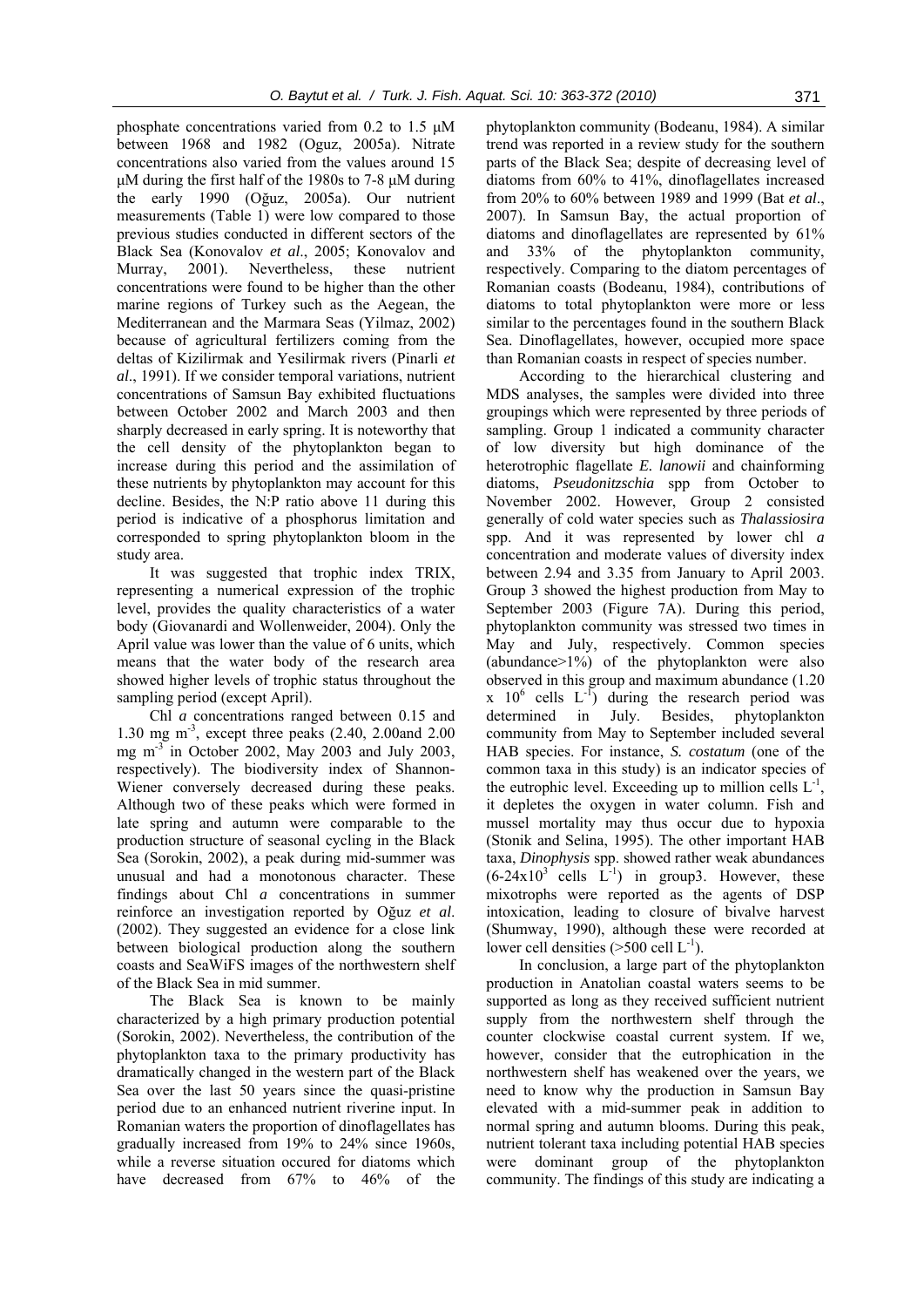phosphate concentrations varied from 0.2 to 1.5 μM between 1968 and 1982 (Oguz, 2005a). Nitrate concentrations also varied from the values around 15 μM during the first half of the 1980s to 7-8 μM during the early 1990 (Oğuz, 2005a). Our nutrient measurements (Table 1) were low compared to those previous studies conducted in different sectors of the Black Sea (Konovalov *et al*., 2005; Konovalov and Murray, 2001). Nevertheless, these nutrient concentrations were found to be higher than the other marine regions of Turkey such as the Aegean, the Mediterranean and the Marmara Seas (Yilmaz, 2002) because of agricultural fertilizers coming from the deltas of Kizilirmak and Yesilirmak rivers (Pinarli *et al*., 1991). If we consider temporal variations, nutrient concentrations of Samsun Bay exhibited fluctuations between October 2002 and March 2003 and then sharply decreased in early spring. It is noteworthy that the cell density of the phytoplankton began to increase during this period and the assimilation of these nutrients by phytoplankton may account for this decline. Besides, the N:P ratio above 11 during this period is indicative of a phosphorus limitation and corresponded to spring phytoplankton bloom in the study area.

It was suggested that trophic index TRIX, representing a numerical expression of the trophic level, provides the quality characteristics of a water body (Giovanardi and Wollenweider, 2004). Only the April value was lower than the value of 6 units, which means that the water body of the research area showed higher levels of trophic status throughout the sampling period (except April).

Chl *a* concentrations ranged between 0.15 and 1.30 mg $m^{-3}$, except three peaks (2.40, 2.00and 2.00 mg $m^{-3}$ in October 2002, May 2003 and July 2003, respectively). The biodiversity index of Shannon-Wiener conversely decreased during these peaks. Although two of these peaks which were formed in late spring and autumn were comparable to the production structure of seasonal cycling in the Black Sea (Sorokin, 2002), a peak during mid-summer was unusual and had a monotonous character. These findings about Chl *a* concentrations in summer reinforce an investigation reported by Oğuz *et al*. (2002). They suggested an evidence for a close link between biological production along the southern coasts and SeaWiFS images of the northwestern shelf of the Black Sea in mid summer.

The Black Sea is known to be mainly characterized by a high primary production potential (Sorokin, 2002). Nevertheless, the contribution of the phytoplankton taxa to the primary productivity has dramatically changed in the western part of the Black Sea over the last 50 years since the quasi-pristine period due to an enhanced nutrient riverine input. In Romanian waters the proportion of dinoflagellates has gradually increased from 19% to 24% since 1960s, while a reverse situation occured for diatoms which have decreased from 67% to 46% of the phytoplankton community (Bodeanu, 1984). A similar trend was reported in a review study for the southern parts of the Black Sea; despite of decreasing level of diatoms from 60% to 41%, dinoflagellates increased from 20% to 60% between 1989 and 1999 (Bat *et al*., 2007). In Samsun Bay, the actual proportion of diatoms and dinoflagellates are represented by 61% and 33% of the phytoplankton community, respectively. Comparing to the diatom percentages of Romanian coasts (Bodeanu, 1984), contributions of diatoms to total phytoplankton were more or less similar to the percentages found in the southern Black Sea. Dinoflagellates, however, occupied more space than Romanian coasts in respect of species number.

According to the hierarchical clustering and MDS analyses, the samples were divided into three groupings which were represented by three periods of sampling. Group 1 indicated a community character of low diversity but high dominance of the heterotrophic flagellate *E. lanowii* and chainforming diatoms, *Pseudonitzschia* spp from October to November 2002. However, Group 2 consisted generally of cold water species such as *Thalassiosira* spp. And it was represented by lower chl *a* concentration and moderate values of diversity index between 2.94 and 3.35 from January to April 2003. Group 3 showed the highest production from May to September 2003 (Figure 7A). During this period, phytoplankton community was stressed two times in May and July, respectively. Common species (abundance>1%) of the phytoplankton were also observed in this group and maximum abundance ($1.20 \times 10^6$ cells $L^{-1}$) during the research period was determined in July. Besides, phytoplankton community from May to September included several HAB species. For instance, *S. costatum* (one of the common taxa in this study) is an indicator species of the eutrophic level. Exceeding up to million cells $L^{-1}$, it depletes the oxygen in water column. Fish and mussel mortality may thus occur due to hypoxia (Stonik and Selina, 1995). The other important HAB taxa, *Dinophysis* spp. showed rather weak abundances ($6\text{-}24 \times 10^3$ cells $L^{-1}$) in group3. However, these mixotrophs were reported as the agents of DSP intoxication, leading to closure of bivalve harvest (Shumway, 1990), although these were recorded at lower cell densities (>500 cell $L^{-1}$).

In conclusion, a large part of the phytoplankton production in Anatolian coastal waters seems to be supported as long as they received sufficient nutrient supply from the northwestern shelf through the counter clockwise coastal current system. If we, however, consider that the eutrophication in the northwestern shelf has weakened over the years, we need to know why the production in Samsun Bay elevated with a mid-summer peak in addition to normal spring and autumn blooms. During this peak, nutrient tolerant taxa including potential HAB species were dominant group of the phytoplankton community. The findings of this study are indicating a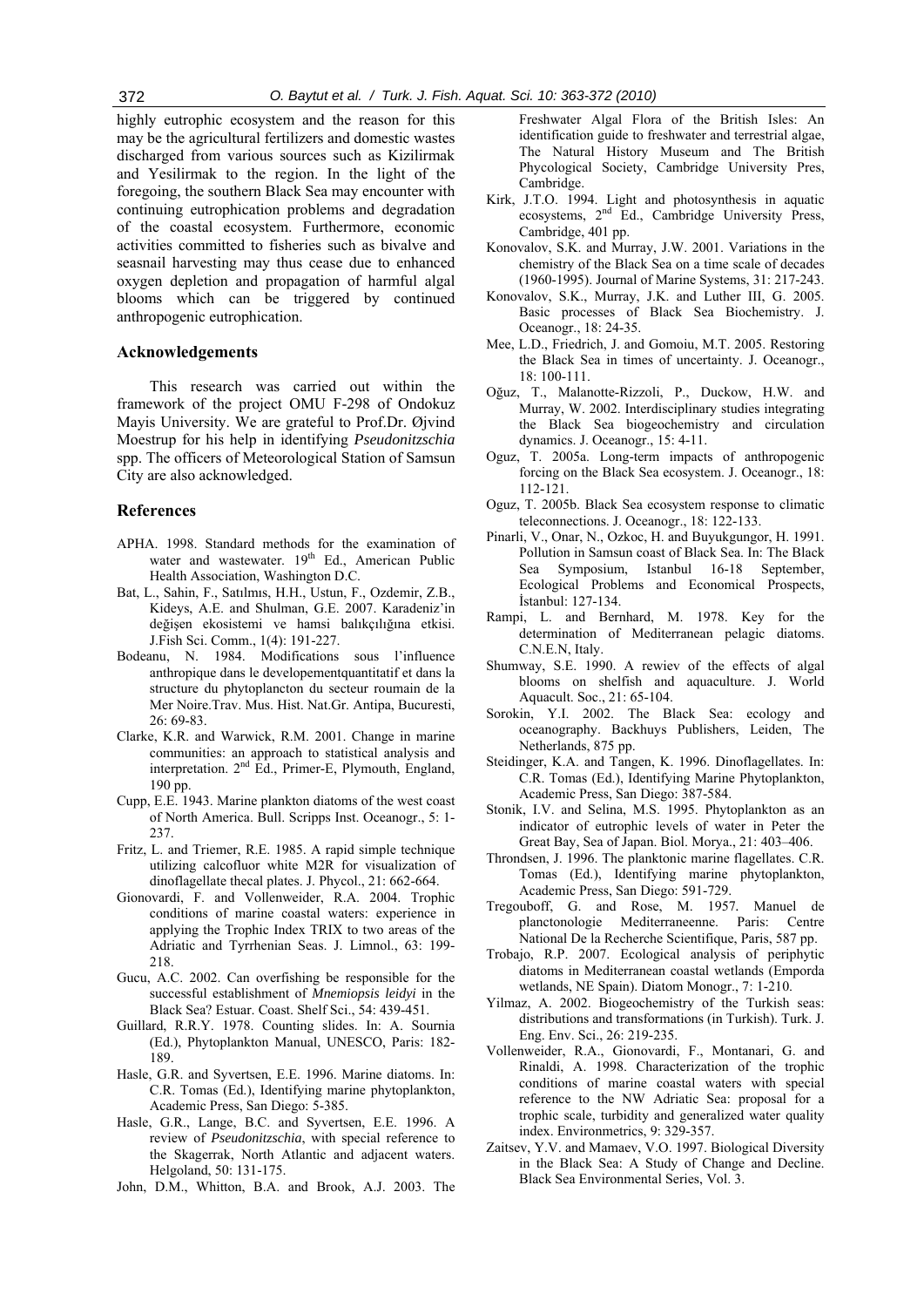highly eutrophic ecosystem and the reason for this may be the agricultural fertilizers and domestic wastes discharged from various sources such as Kizilirmak and Yesilirmak to the region. In the light of the foregoing, the southern Black Sea may encounter with continuing eutrophication problems and degradation of the coastal ecosystem. Furthermore, economic activities committed to fisheries such as bivalve and seasnail harvesting may thus cease due to enhanced oxygen depletion and propagation of harmful algal blooms which can be triggered by continued anthropogenic eutrophication.

## Acknowledgements

This research was carried out within the framework of the project OMU F-298 of Ondokuz Mayis University. We are grateful to Prof.Dr. Øjvind Moestrup for his help in identifying *Pseudonitzschia* spp. The officers of Meteorological Station of Samsun City are also acknowledged.

## References

APHA. 1998. Standard methods for the examination of water and wastewater. 19th Ed., American Public Health Association, Washington D.C.

Bat, L., Sahin, F., Satılmıs, H.H., Ustun, F., Ozdemir, Z.B., Kideys, A.E. and Shulman, G.E. 2007. Karadeniz'in değişen ekosistemi ve hamsi balıkçılığına etkisi. J.Fish Sci. Comm., 1(4): 191-227.

Bodeanu, N. 1984. Modifications sous l'influence anthropique dans le developementquantitatif et dans la structure du phytoplancton du secteur roumain de la Mer Noire.Trav. Mus. Hist. Nat.Gr. Antipa, Bucuresti, 26: 69-83.

Clarke, K.R. and Warwick, R.M. 2001. Change in marine communities: an approach to statistical analysis and interpretation. 2nd Ed., Primer-E, Plymouth, England, 190 pp.

Cupp, E.E. 1943. Marine plankton diatoms of the west coast of North America. Bull. Scripps Inst. Oceanogr., 5: 1-237.

Fritz, L. and Triemer, R.E. 1985. A rapid simple technique utilizing calcofluor white M2R for visualization of dinoflagellate thecal plates. J. Phycol., 21: 662-664.

Gionovardi, F. and Vollenweider, R.A. 2004. Trophic conditions of marine coastal waters: experience in applying the Trophic Index TRIX to two areas of the Adriatic and Tyrrhenian Seas. J. Limnol., 63: 199-218.

Gucu, A.C. 2002. Can overfishing be responsible for the successful establishment of *Mnemiopsis leidyi* in the Black Sea? Estuar. Coast. Shelf Sci., 54: 439-451.

Guillard, R.R.Y. 1978. Counting slides. In: A. Sournia (Ed.), Phytoplankton Manual, UNESCO, Paris: 182-189.

Hasle, G.R. and Syvertsen, E.E. 1996. Marine diatoms. In: C.R. Tomas (Ed.), Identifying marine phytoplankton, Academic Press, San Diego: 5-385.

Hasle, G.R., Lange, B.C. and Syvertsen, E.E. 1996. A review of *Pseudonitzschia*, with special reference to the Skagerrak, North Atlantic and adjacent waters. Helgoland, 50: 131-175.

John, D.M., Whitton, B.A. and Brook, A.J. 2003. The Freshwater Algal Flora of the British Isles: An identification guide to freshwater and terrestrial algae, The Natural History Museum and The British Phycological Society, Cambridge University Pres, Cambridge.

Kirk, J.T.O. 1994. Light and photosynthesis in aquatic ecosystems, 2nd Ed., Cambridge University Press, Cambridge, 401 pp.

Konovalov, S.K. and Murray, J.W. 2001. Variations in the chemistry of the Black Sea on a time scale of decades (1960-1995). Journal of Marine Systems, 31: 217-243.

Konovalov, S.K., Murray, J.K. and Luther III, G. 2005. Basic processes of Black Sea Biochemistry. J. Oceanogr., 18: 24-35.

Mee, L.D., Friedrich, J. and Gomoiu, M.T. 2005. Restoring the Black Sea in times of uncertainty. J. Oceanogr., 18: 100-111.

Oğuz, T., Malanotte-Rizzoli, P., Duckow, H.W. and Murray, W. 2002. Interdisciplinary studies integrating the Black Sea biogeochemistry and circulation dynamics. J. Oceanogr., 15: 4-11.

Oguz, T. 2005a. Long-term impacts of anthropogenic forcing on the Black Sea ecosystem. J. Oceanogr., 18: 112-121.

Oguz, T. 2005b. Black Sea ecosystem response to climatic teleconnections. J. Oceanogr., 18: 122-133.

Pinarli, V., Onar, N., Ozkoc, H. and Buyukgungor, H. 1991. Pollution in Samsun coast of Black Sea. In: The Black Sea Symposium, Istanbul 16-18 September, Ecological Problems and Economical Prospects, İstanbul: 127-134.

Rampi, L. and Bernhard, M. 1978. Key for the determination of Mediterranean pelagic diatoms. C.N.E.N, Italy.

Shumway, S.E. 1990. A rewiev of the effects of algal blooms on shelfish and aquaculture. J. World Aquacult. Soc., 21: 65-104.

Sorokin, Y.I. 2002. The Black Sea: ecology and oceanography. Backhuys Publishers, Leiden, The Netherlands, 875 pp.

Steidinger, K.A. and Tangen, K. 1996. Dinoflagellates. In: C.R. Tomas (Ed.), Identifying Marine Phytoplankton, Academic Press, San Diego: 387-584.

Stonik, I.V. and Selina, M.S. 1995. Phytoplankton as an indicator of eutrophic levels of water in Peter the Great Bay, Sea of Japan. Biol. Morya., 21: 403–406.

Throndsen, J. 1996. The planktonic marine flagellates. C.R. Tomas (Ed.), Identifying marine phytoplankton, Academic Press, San Diego: 591-729.

Tregouboff, G. and Rose, M. 1957. Manuel de planctonologie Mediterraneenne. Paris: Centre National De la Recherche Scientifique, Paris, 587 pp.

Trobajo, R.P. 2007. Ecological analysis of periphytic diatoms in Mediterranean coastal wetlands (Emporda wetlands, NE Spain). Diatom Monogr., 7: 1-210.

Yilmaz, A. 2002. Biogeochemistry of the Turkish seas: distributions and transformations (in Turkish). Turk. J. Eng. Env. Sci., 26: 219-235.

Vollenweider, R.A., Gionovardi, F., Montanari, G. and Rinaldi, A. 1998. Characterization of the trophic conditions of marine coastal waters with special reference to the NW Adriatic Sea: proposal for a trophic scale, turbidity and generalized water quality index. Environmetrics, 9: 329-357.

Zaitsev, Y.V. and Mamaev, V.O. 1997. Biological Diversity in the Black Sea: A Study of Change and Decline. Black Sea Environmental Series, Vol. 3.